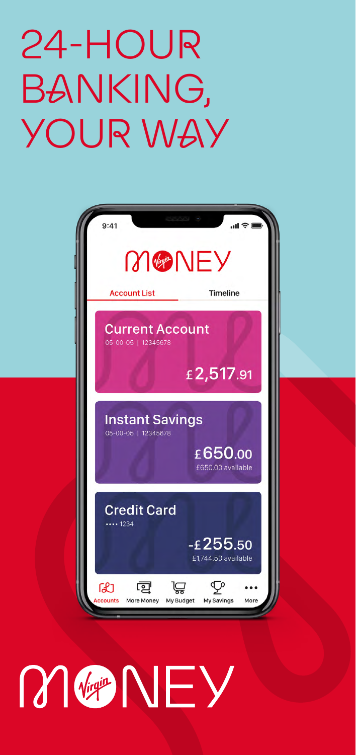# 24-HOUR BANKING, YOUR WAY

9:41

MONEY

Account List | Timeline

**Current Account**
05-00-05 | 12345678
£2,517.91

**Instant Savings**
05-00-05 | 12345678
£650.00
£650.00 available

**Credit Card**
•••• 1234
-£255.50
£1,744.50 available

Accounts | More Money | My Budget | My Savings | More

MONEY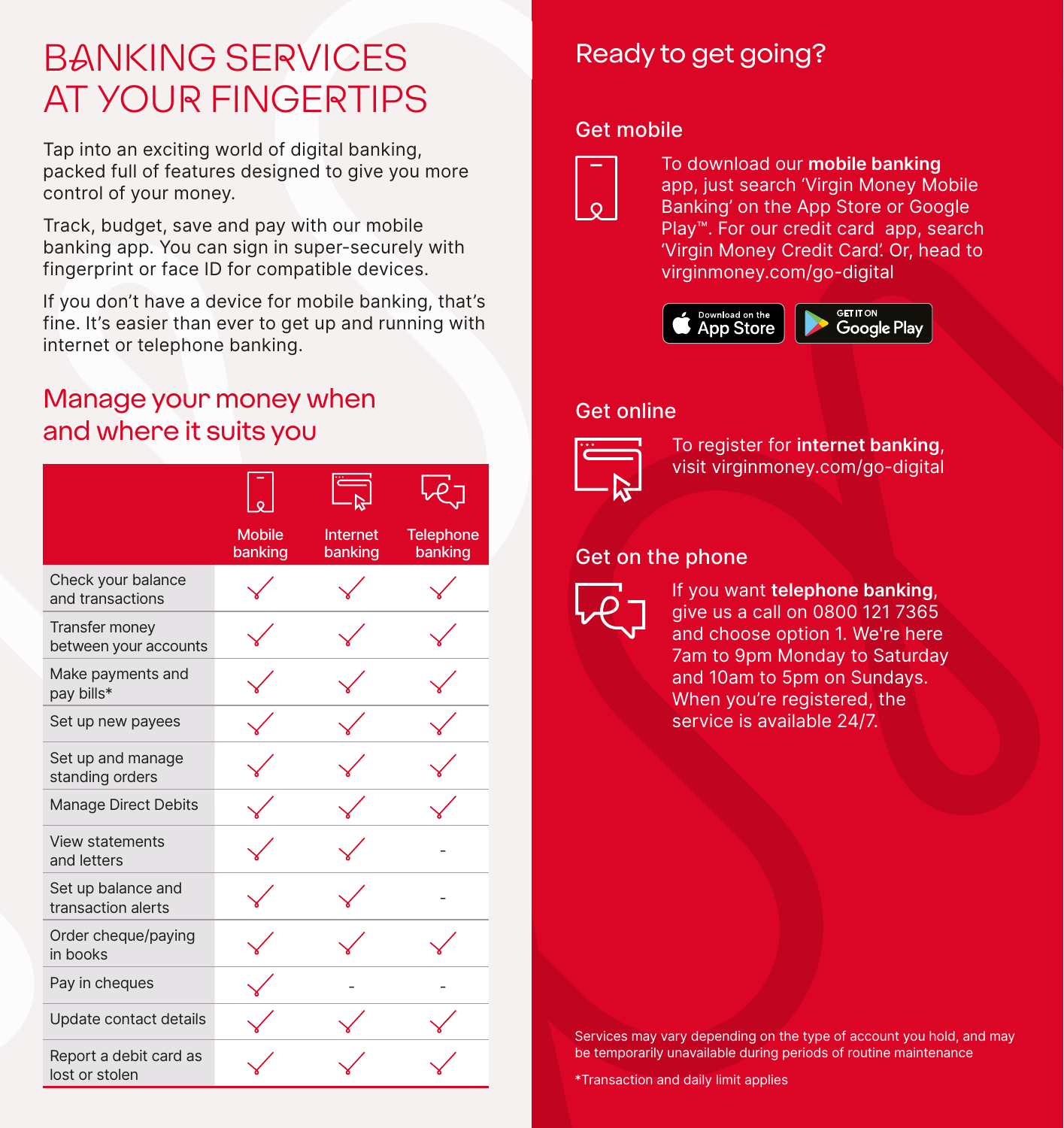# BANKING SERVICES AT YOUR FINGERTIPS

Tap into an exciting world of digital banking, packed full of features designed to give you more control of your money.

Track, budget, save and pay with our mobile banking app. You can sign in super-securely with fingerprint or face ID for compatible devices.

If you don't have a device for mobile banking, that's fine. It's easier than ever to get up and running with internet or telephone banking.

## Manage your money when and where it suits you

| | Mobile banking | Internet banking | Telephone banking |
|---|---|---|---|
| Check your balance and transactions | ✓ | ✓ | ✓ |
| Transfer money between your accounts | ✓ | ✓ | ✓ |
| Make payments and pay bills* | ✓ | ✓ | ✓ |
| Set up new payees | ✓ | ✓ | ✓ |
| Set up and manage standing orders | ✓ | ✓ | ✓ |
| Manage Direct Debits | ✓ | ✓ | ✓ |
| View statements and letters | ✓ | ✓ | - |
| Set up balance and transaction alerts | ✓ | ✓ | - |
| Order cheque/paying in books | ✓ | ✓ | ✓ |
| Pay in cheques | ✓ | - | - |
| Update contact details | ✓ | ✓ | ✓ |
| Report a debit card as lost or stolen | ✓ | ✓ | ✓ |

## Ready to get going?

### Get mobile

To download our **mobile banking** app, just search 'Virgin Money Mobile Banking' on the App Store or Google Play™. For our credit card app, search 'Virgin Money Credit Card'. Or, head to virginmoney.com/go-digital

Download on the App Store | GET IT ON Google Play

### Get online

To register for **internet banking**, visit virginmoney.com/go-digital

### Get on the phone

If you want **telephone banking**, give us a call on 0800 121 7365 and choose option 1. We're here 7am to 9pm Monday to Saturday and 10am to 5pm on Sundays. When you're registered, the service is available 24/7.

Services may vary depending on the type of account you hold, and may be temporarily unavailable during periods of routine maintenance

*Transaction and daily limit applies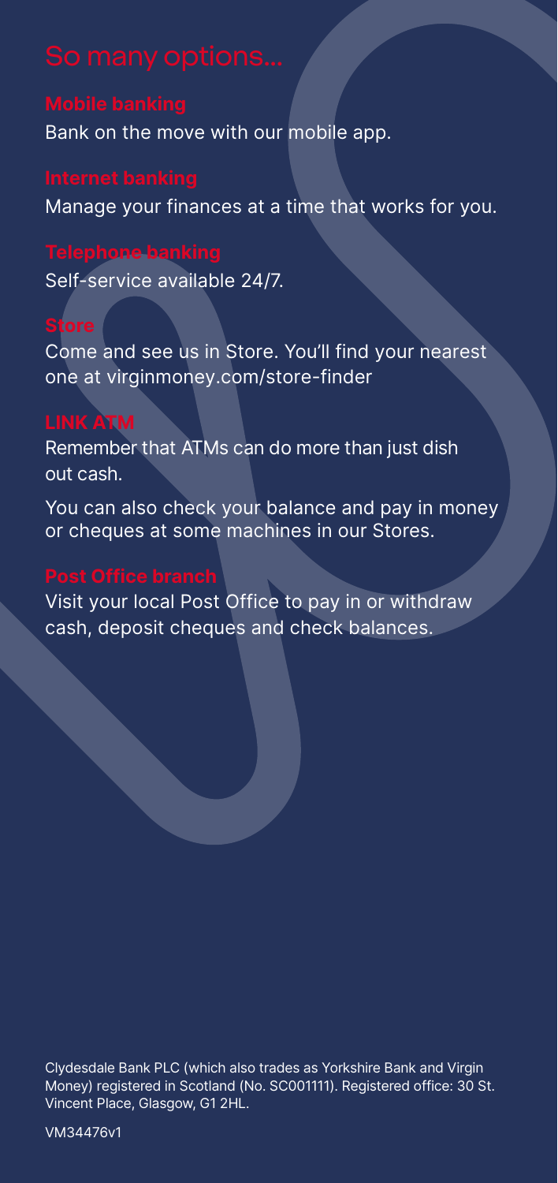# So many options...

### Mobile banking

Bank on the move with our mobile app.

### Internet banking

Manage your finances at a time that works for you.

### Telephone banking

Self-service available 24/7.

### Store

Come and see us in Store. You'll find your nearest one at virginmoney.com/store-finder

### LINK ATM

Remember that ATMs can do more than just dish out cash.

You can also check your balance and pay in money or cheques at some machines in our Stores.

### Post Office branch

Visit your local Post Office to pay in or withdraw cash, deposit cheques and check balances.

Clydesdale Bank PLC (which also trades as Yorkshire Bank and Virgin Money) registered in Scotland (No. SC001111). Registered office: 30 St. Vincent Place, Glasgow, G1 2HL.

VM34476v1